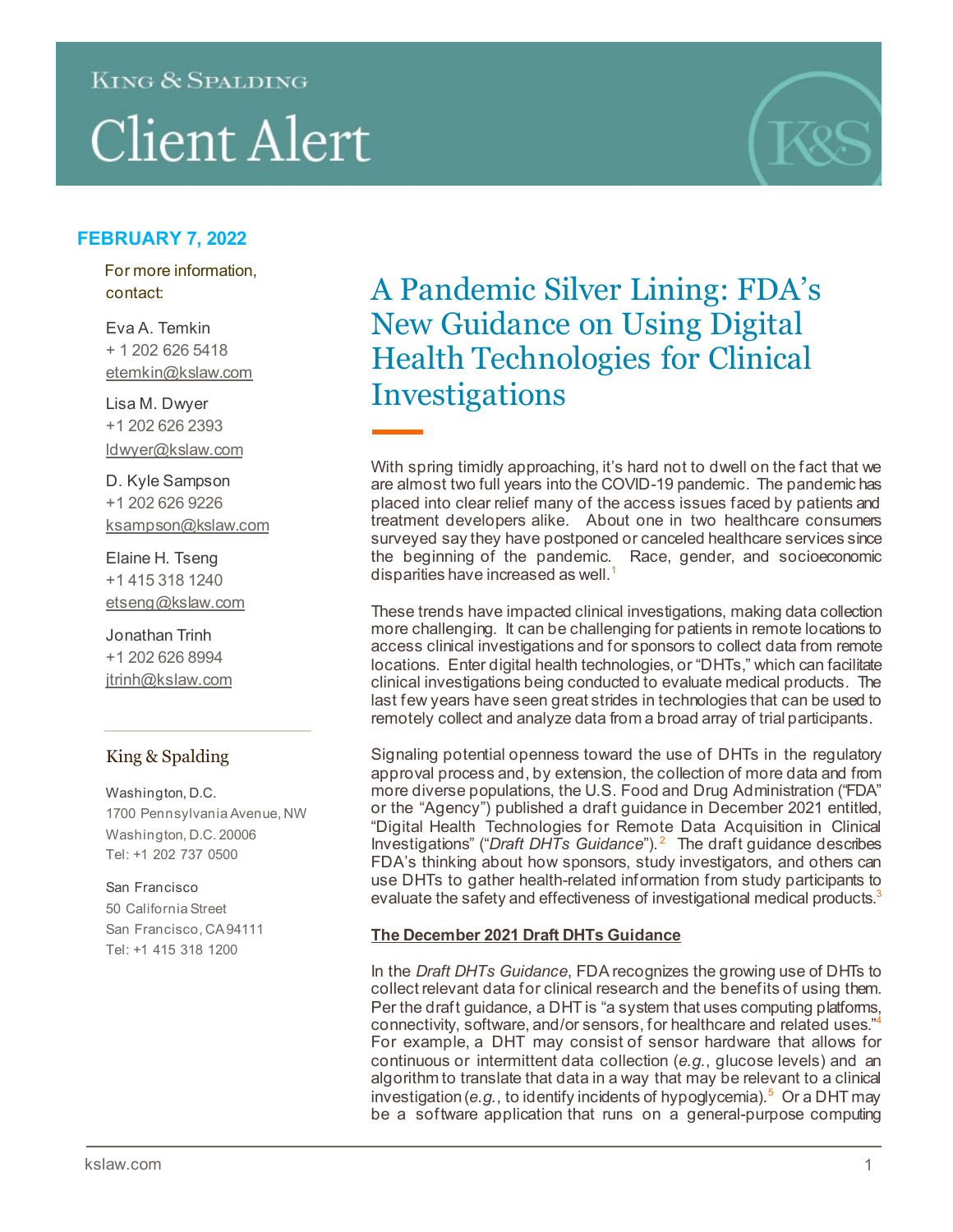King & Spalding

# Client Alert

**FEBRUARY 7, 2022**

For more information, contact:

Eva A. Temkin
+ 1 202 626 5418
etemkin@kslaw.com

Lisa M. Dwyer
+1 202 626 2393
ldwyer@kslaw.com

D. Kyle Sampson
+1 202 626 9226
ksampson@kslaw.com

Elaine H. Tseng
+1 415 318 1240
etseng@kslaw.com

Jonathan Trinh
+1 202 626 8994
jtrinh@kslaw.com

King & Spalding

Washington, D.C.
1700 Pennsylvania Avenue, NW
Washington, D.C. 20006
Tel: +1 202 737 0500

San Francisco
50 California Street
San Francisco, CA 94111
Tel: +1 415 318 1200

# A Pandemic Silver Lining: FDA's New Guidance on Using Digital Health Technologies for Clinical Investigations

With spring timidly approaching, it's hard not to dwell on the fact that we are almost two full years into the COVID-19 pandemic. The pandemic has placed into clear relief many of the access issues faced by patients and treatment developers alike. About one in two healthcare consumers surveyed say they have postponed or canceled healthcare services since the beginning of the pandemic. Race, gender, and socioeconomic disparities have increased as well.[1]

These trends have impacted clinical investigations, making data collection more challenging. It can be challenging for patients in remote locations to access clinical investigations and for sponsors to collect data from remote locations. Enter digital health technologies, or "DHTs," which can facilitate clinical investigations being conducted to evaluate medical products. The last few years have seen great strides in technologies that can be used to remotely collect and analyze data from a broad array of trial participants.

Signaling potential openness toward the use of DHTs in the regulatory approval process and, by extension, the collection of more data and from more diverse populations, the U.S. Food and Drug Administration ("FDA" or the "Agency") published a draft guidance in December 2021 entitled, "Digital Health Technologies for Remote Data Acquisition in Clinical Investigations" ("*Draft DHTs Guidance*").[2] The draft guidance describes FDA's thinking about how sponsors, study investigators, and others can use DHTs to gather health-related information from study participants to evaluate the safety and effectiveness of investigational medical products.[3]

**The December 2021 Draft DHTs Guidance**

In the *Draft DHTs Guidance*, FDA recognizes the growing use of DHTs to collect relevant data for clinical research and the benefits of using them. Per the draft guidance, a DHT is "a system that uses computing platforms, connectivity, software, and/or sensors, for healthcare and related uses."[4] For example, a DHT may consist of sensor hardware that allows for continuous or intermittent data collection (*e.g.*, glucose levels) and an algorithm to translate that data in a way that may be relevant to a clinical investigation (*e.g.*, to identify incidents of hypoglycemia).[5] Or a DHT may be a software application that runs on a general-purpose computing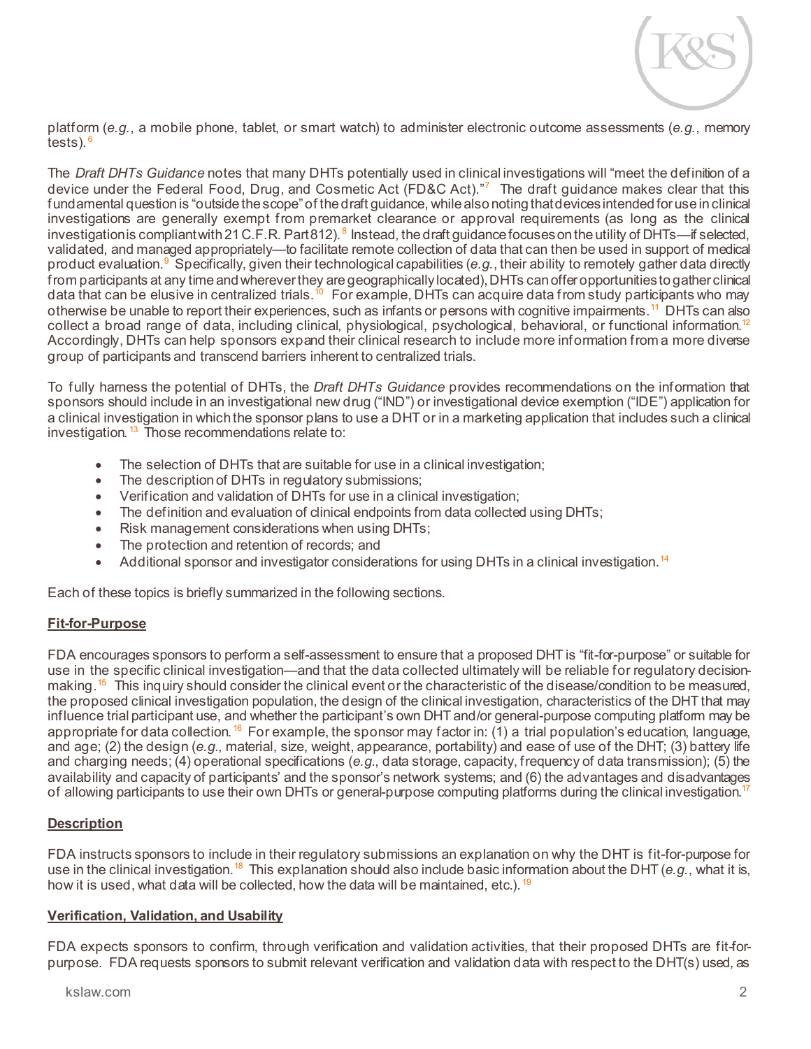platform (*e.g.*, a mobile phone, tablet, or smart watch) to administer electronic outcome assessments (*e.g.*, memory tests).[6]

The *Draft DHTs Guidance* notes that many DHTs potentially used in clinical investigations will "meet the definition of a device under the Federal Food, Drug, and Cosmetic Act (FD&C Act)."[7] The draft guidance makes clear that this fundamental question is "outside the scope" of the draft guidance, while also noting that devices intended for use in clinical investigations are generally exempt from premarket clearance or approval requirements (as long as the clinical investigation is compliant with 21 C.F.R. Part 812).[8] Instead, the draft guidance focuses on the utility of DHTs—if selected, validated, and managed appropriately—to facilitate remote collection of data that can then be used in support of medical product evaluation.[9] Specifically, given their technological capabilities (*e.g.*, their ability to remotely gather data directly from participants at any time and wherever they are geographically located), DHTs can offer opportunities to gather clinical data that can be elusive in centralized trials.[10] For example, DHTs can acquire data from study participants who may otherwise be unable to report their experiences, such as infants or persons with cognitive impairments.[11] DHTs can also collect a broad range of data, including clinical, physiological, psychological, behavioral, or functional information.[12] Accordingly, DHTs can help sponsors expand their clinical research to include more information from a more diverse group of participants and transcend barriers inherent to centralized trials.

To fully harness the potential of DHTs, the *Draft DHTs Guidance* provides recommendations on the information that sponsors should include in an investigational new drug ("IND") or investigational device exemption ("IDE") application for a clinical investigation in which the sponsor plans to use a DHT or in a marketing application that includes such a clinical investigation.[13] Those recommendations relate to:

- The selection of DHTs that are suitable for use in a clinical investigation;
- The description of DHTs in regulatory submissions;
- Verification and validation of DHTs for use in a clinical investigation;
- The definition and evaluation of clinical endpoints from data collected using DHTs;
- Risk management considerations when using DHTs;
- The protection and retention of records; and
- Additional sponsor and investigator considerations for using DHTs in a clinical investigation.[14]

Each of these topics is briefly summarized in the following sections.

**<u>Fit-for-Purpose</u>**

FDA encourages sponsors to perform a self-assessment to ensure that a proposed DHT is "fit-for-purpose" or suitable for use in the specific clinical investigation—and that the data collected ultimately will be reliable for regulatory decision-making.[15] This inquiry should consider the clinical event or the characteristic of the disease/condition to be measured, the proposed clinical investigation population, the design of the clinical investigation, characteristics of the DHT that may influence trial participant use, and whether the participant's own DHT and/or general-purpose computing platform may be appropriate for data collection.[16] For example, the sponsor may factor in: (1) a trial population's education, language, and age; (2) the design (*e.g.*, material, size, weight, appearance, portability) and ease of use of the DHT; (3) battery life and charging needs; (4) operational specifications (*e.g.*, data storage, capacity, frequency of data transmission); (5) the availability and capacity of participants' and the sponsor's network systems; and (6) the advantages and disadvantages of allowing participants to use their own DHTs or general-purpose computing platforms during the clinical investigation.[17]

**<u>Description</u>**

FDA instructs sponsors to include in their regulatory submissions an explanation on why the DHT is fit-for-purpose for use in the clinical investigation.[18] This explanation should also include basic information about the DHT (*e.g.*, what it is, how it is used, what data will be collected, how the data will be maintained, etc.).[19]

**<u>Verification, Validation, and Usability</u>**

FDA expects sponsors to confirm, through verification and validation activities, that their proposed DHTs are fit-for-purpose. FDA requests sponsors to submit relevant verification and validation data with respect to the DHT(s) used, as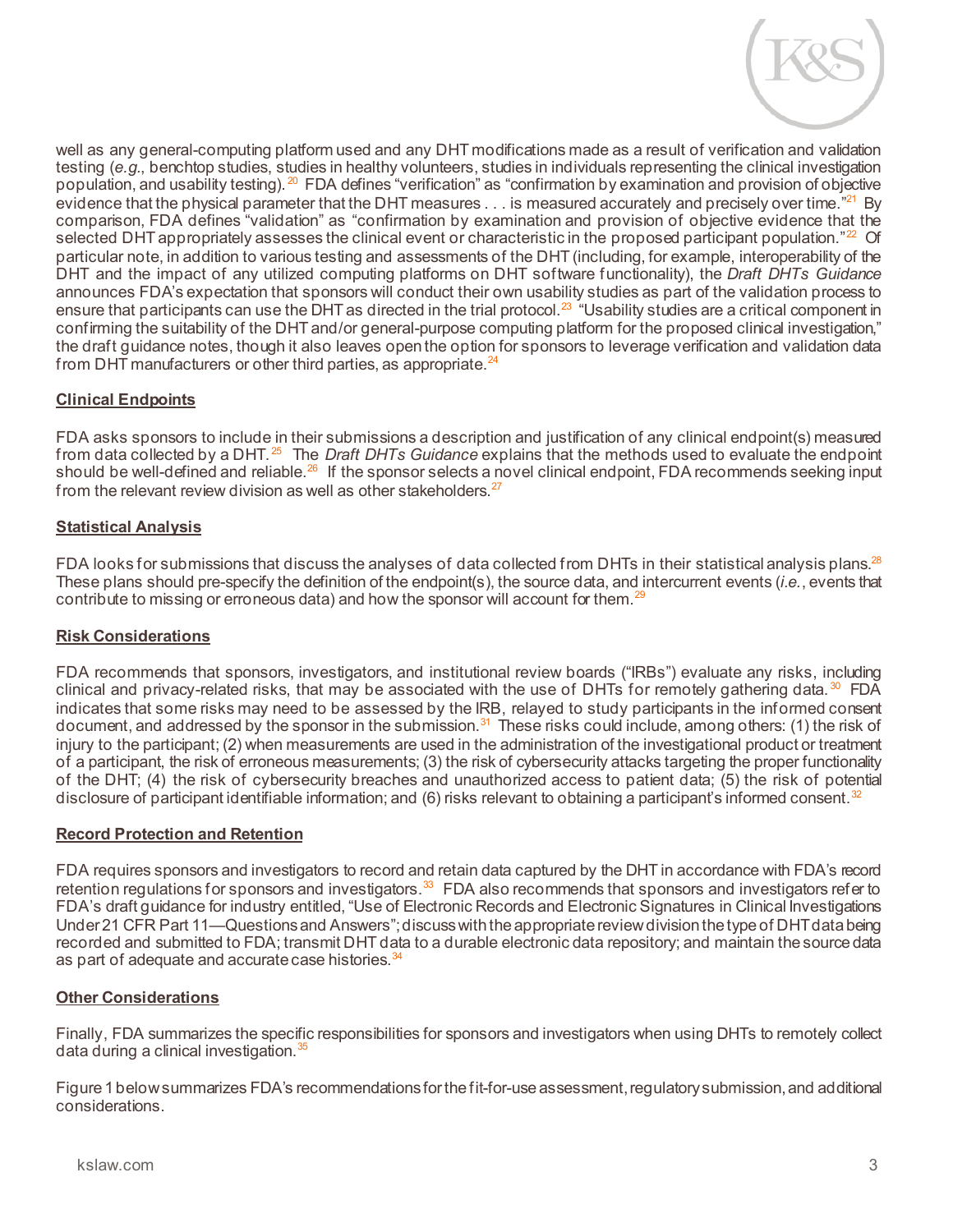well as any general-computing platform used and any DHT modifications made as a result of verification and validation testing (*e.g.*, benchtop studies, studies in healthy volunteers, studies in individuals representing the clinical investigation population, and usability testing).[20] FDA defines "verification" as "confirmation by examination and provision of objective evidence that the physical parameter that the DHT measures . . . is measured accurately and precisely over time."[21] By comparison, FDA defines "validation" as "confirmation by examination and provision of objective evidence that the selected DHT appropriately assesses the clinical event or characteristic in the proposed participant population."[22] Of particular note, in addition to various testing and assessments of the DHT (including, for example, interoperability of the DHT and the impact of any utilized computing platforms on DHT software functionality), the *Draft DHTs Guidance* announces FDA's expectation that sponsors will conduct their own usability studies as part of the validation process to ensure that participants can use the DHT as directed in the trial protocol.[23] "Usability studies are a critical component in confirming the suitability of the DHT and/or general-purpose computing platform for the proposed clinical investigation," the draft guidance notes, though it also leaves open the option for sponsors to leverage verification and validation data from DHT manufacturers or other third parties, as appropriate.[24]

**Clinical Endpoints**

FDA asks sponsors to include in their submissions a description and justification of any clinical endpoint(s) measured from data collected by a DHT.[25] The *Draft DHTs Guidance* explains that the methods used to evaluate the endpoint should be well-defined and reliable.[26] If the sponsor selects a novel clinical endpoint, FDA recommends seeking input from the relevant review division as well as other stakeholders.[27]

**Statistical Analysis**

FDA looks for submissions that discuss the analyses of data collected from DHTs in their statistical analysis plans.[28] These plans should pre-specify the definition of the endpoint(s), the source data, and intercurrent events (*i.e.*, events that contribute to missing or erroneous data) and how the sponsor will account for them.[29]

**Risk Considerations**

FDA recommends that sponsors, investigators, and institutional review boards ("IRBs") evaluate any risks, including clinical and privacy-related risks, that may be associated with the use of DHTs for remotely gathering data.[30] FDA indicates that some risks may need to be assessed by the IRB, relayed to study participants in the informed consent document, and addressed by the sponsor in the submission.[31] These risks could include, among others: (1) the risk of injury to the participant; (2) when measurements are used in the administration of the investigational product or treatment of a participant, the risk of erroneous measurements; (3) the risk of cybersecurity attacks targeting the proper functionality of the DHT; (4) the risk of cybersecurity breaches and unauthorized access to patient data; (5) the risk of potential disclosure of participant identifiable information; and (6) risks relevant to obtaining a participant's informed consent.[32]

**Record Protection and Retention**

FDA requires sponsors and investigators to record and retain data captured by the DHT in accordance with FDA's record retention regulations for sponsors and investigators.[33] FDA also recommends that sponsors and investigators refer to FDA's draft guidance for industry entitled, "Use of Electronic Records and Electronic Signatures in Clinical Investigations Under 21 CFR Part 11—Questions and Answers"; discuss with the appropriate review division the type of DHT data being recorded and submitted to FDA; transmit DHT data to a durable electronic data repository; and maintain the source data as part of adequate and accurate case histories.[34]

**Other Considerations**

Finally, FDA summarizes the specific responsibilities for sponsors and investigators when using DHTs to remotely collect data during a clinical investigation.[35]

Figure 1 below summarizes FDA's recommendations for the fit-for-use assessment, regulatory submission, and additional considerations.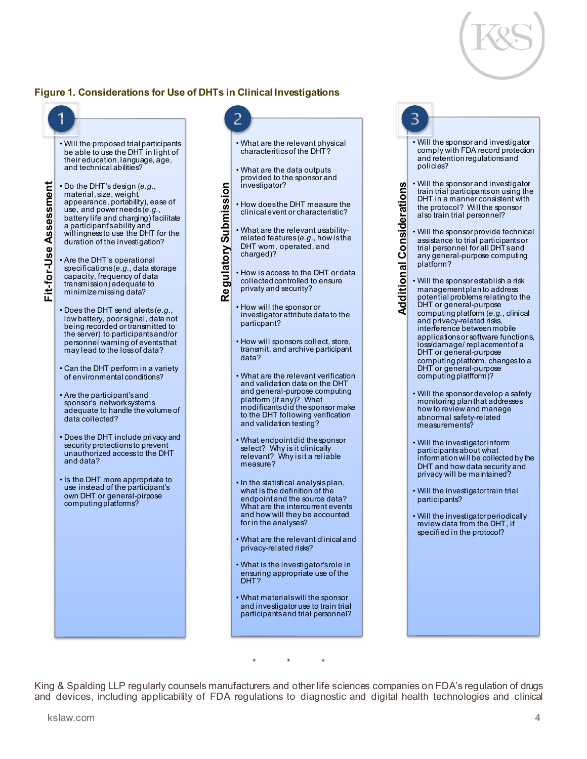**Figure 1. Considerations for Use of DHTs in Clinical Investigations**

### 1 Fit-for-Use Assessment

- Will the proposed trial participants be able to use the DHT in light of their education, language, age, and technical abilities?
- Do the DHT's design (*e.g.*, material, size, weight, appearance, portability), ease of use, and power needs (*e.g.*, battery life and charging) facilitate a participant's ability and willingness to use the DHT for the duration of the investigation?
- Are the DHT's operational specifications (*e.g.*, data storage capacity, frequency of data transmission) adequate to minimize missing data?
- Does the DHT send alerts (*e.g.*, low battery, poor signal, data not being recorded or transmitted to the server) to participants and/or personnel warning of events that may lead to the loss of data?
- Can the DHT perform in a variety of environmental conditions?
- Are the participant's and sponsor's network systems adequate to handle the volume of data collected?
- Does the DHT include privacy and security protections to prevent unauthorized access to the DHT and data?
- Is the DHT more appropriate to use instead of the participant's own DHT or general-pirpose computing platforms?

### 2 Regulatory Submission

- What are the relevant physical characteritics of the DHT?
- What are the data outputs provided to the sponsor and investigator?
- How does the DHT measure the clinical event or characteristic?
- What are the relevant usability-related features (*e.g.*, how is the DHT worn, operated, and charged)?
- How is access to the DHT or data collected controlled to ensure privaty and security?
- How will the sponsor or investigator attribute data to the particpant?
- How will sponsors collect, store, transmit, and archive participant data?
- What are the relevant verification and validation data on the DHT and general-purpose computing platform (if any)? What modificants did the sponsor make to the DHT following verification and validation testing?
- What endpoint did the sponsor select? Why is it clinically relevant? Why is it a reliable measure?
- In the statistical analysis plan, what is the definition of the endpoint and the source data? What are the intercurrent events and how will they be accounted for in the analyses?
- What are the relevant clinical and privacy-related risks?
- What is the investigator's role in ensuring appropriate use of the DHT?
- What materials will the sponsor and investigator use to train trial participants and trial personnel?

### 3 Additional Considerations

- Will the sponsor and investigator comply with FDA record protection and retention regulations and policies?
- Will the sponsor and investigator train trial participants on using the DHT in a manner consistent with the protocol? Will the sponsor also train trial personnel?
- Will the sponsor provide technical assistance to trial participants or trial personnel for all DHTs and any general-purpose computing platform?
- Will the sponsor establish a risk management plan to address potential problems relating to the DHT or general-purpose computing platform (*e.g.*, clinical and privacy-related risks, interference between mobile applications or software functions, loss/damage/ replacement of a DHT or general-purpose computing platform, changes to a DHT or general-purpose computing platfform)?
- Will the sponsor develop a safety monitoring plan that addresses how to review and manage abnormal safety-related measurements?
- Will the investigator inform participants about what information will be collected by the DHT and how data security and privacy will be maintained?
- Will the investigator train trial participants?
- Will the investigator periodically review data from the DHT, if specified in the protocol?

\* \* \*

King & Spalding LLP regularly counsels manufacturers and other life sciences companies on FDA's regulation of drugs and devices, including applicability of FDA regulations to diagnostic and digital health technologies and clinical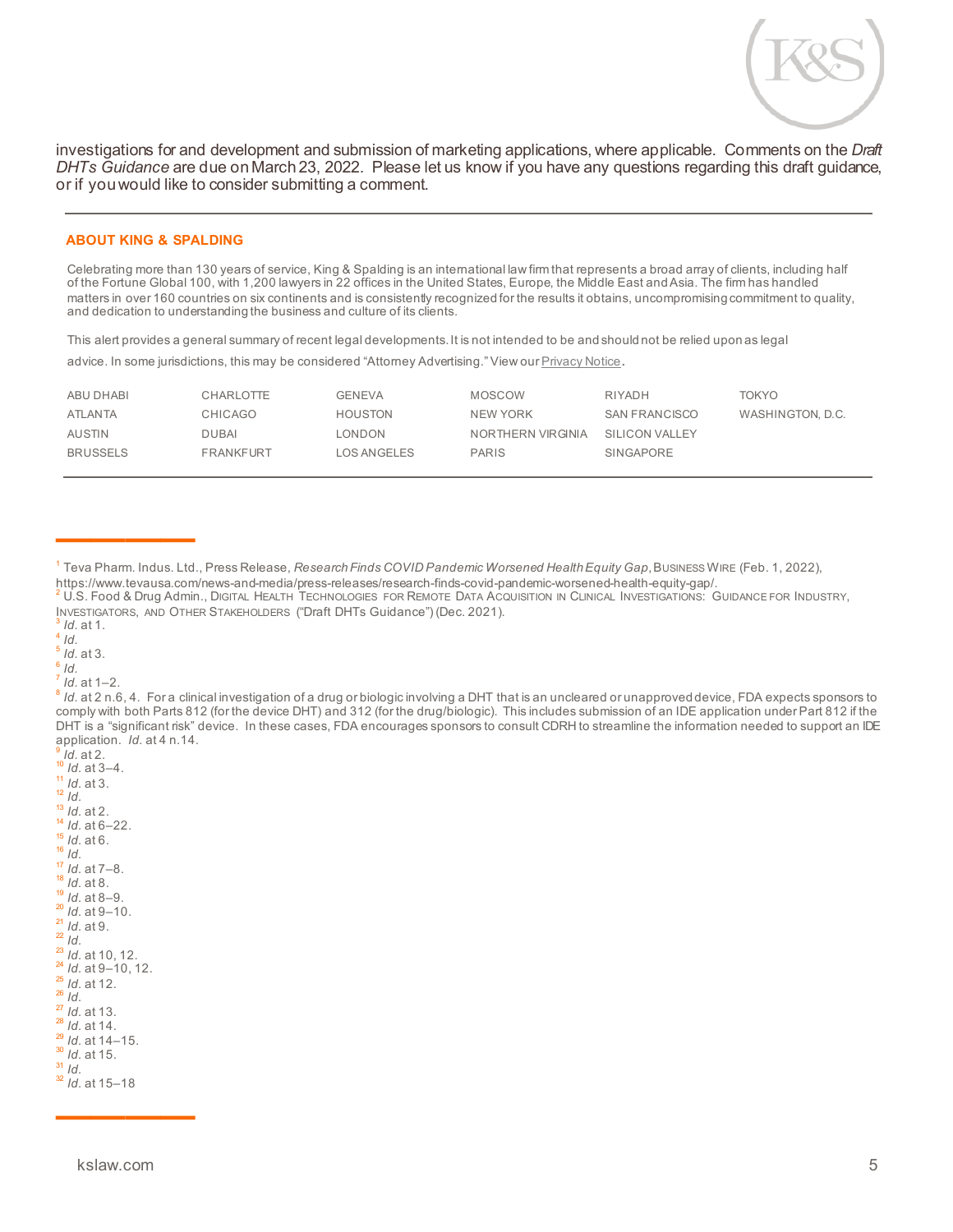investigations for and development and submission of marketing applications, where applicable. Comments on the *Draft DHTs Guidance* are due on March 23, 2022. Please let us know if you have any questions regarding this draft guidance, or if you would like to consider submitting a comment.

---

### ABOUT KING & SPALDING

Celebrating more than 130 years of service, King & Spalding is an international law firm that represents a broad array of clients, including half of the Fortune Global 100, with 1,200 lawyers in 22 offices in the United States, Europe, the Middle East and Asia. The firm has handled matters in over 160 countries on six continents and is consistently recognized for the results it obtains, uncompromising commitment to quality, and dedication to understanding the business and culture of its clients.

This alert provides a general summary of recent legal developments. It is not intended to be and should not be relied upon as legal advice. In some jurisdictions, this may be considered "Attorney Advertising." View our Privacy Notice.

| | | | | | |
|---|---|---|---|---|---|
| ABU DHABI | CHARLOTTE | GENEVA | MOSCOW | RIYADH | TOKYO |
| ATLANTA | CHICAGO | HOUSTON | NEW YORK | SAN FRANCISCO | WASHINGTON, D.C. |
| AUSTIN | DUBAI | LONDON | NORTHERN VIRGINIA | SILICON VALLEY | |
| BRUSSELS | FRANKFURT | LOS ANGELES | PARIS | SINGAPORE | |

---

[1] Teva Pharm. Indus. Ltd., Press Release, *Research Finds COVID Pandemic Worsened Health Equity Gap*, BUSINESS WIRE (Feb. 1, 2022), https://www.tevausa.com/news-and-media/press-releases/research-finds-covid-pandemic-worsened-health-equity-gap/.
[2] U.S. Food & Drug Admin., DIGITAL HEALTH TECHNOLOGIES FOR REMOTE DATA ACQUISITION IN CLINICAL INVESTIGATIONS: GUIDANCE FOR INDUSTRY, INVESTIGATORS, AND OTHER STAKEHOLDERS ("Draft DHTs Guidance") (Dec. 2021).
[3] *Id.* at 1.
[4] *Id.*
[5] *Id.* at 3.
[6] *Id.*
[7] *Id.* at 1–2.
[8] *Id.* at 2 n.6, 4. For a clinical investigation of a drug or biologic involving a DHT that is an uncleared or unapproved device, FDA expects sponsors to comply with both Parts 812 (for the device DHT) and 312 (for the drug/biologic). This includes submission of an IDE application under Part 812 if the DHT is a "significant risk" device. In these cases, FDA encourages sponsors to consult CDRH to streamline the information needed to support an IDE application. *Id.* at 4 n.14.
[9] *Id.* at 2.
[10] *Id.* at 3–4.
[11] *Id.* at 3.
[12] *Id.*
[13] *Id.* at 2.
[14] *Id.* at 6–22.
[15] *Id.* at 6.
[16] *Id.*
[17] *Id.* at 7–8.
[18] *Id.* at 8.
[19] *Id.* at 8–9.
[20] *Id.* at 9–10.
[21] *Id.* at 9.
[22] *Id.*
[23] *Id.* at 10, 12.
[24] *Id.* at 9–10, 12.
[25] *Id.* at 12.
[26] *Id.*
[27] *Id.* at 13.
[28] *Id.* at 14.
[29] *Id.* at 14–15.
[30] *Id.* at 15.
[31] *Id.*
[32] *Id.* at 15–18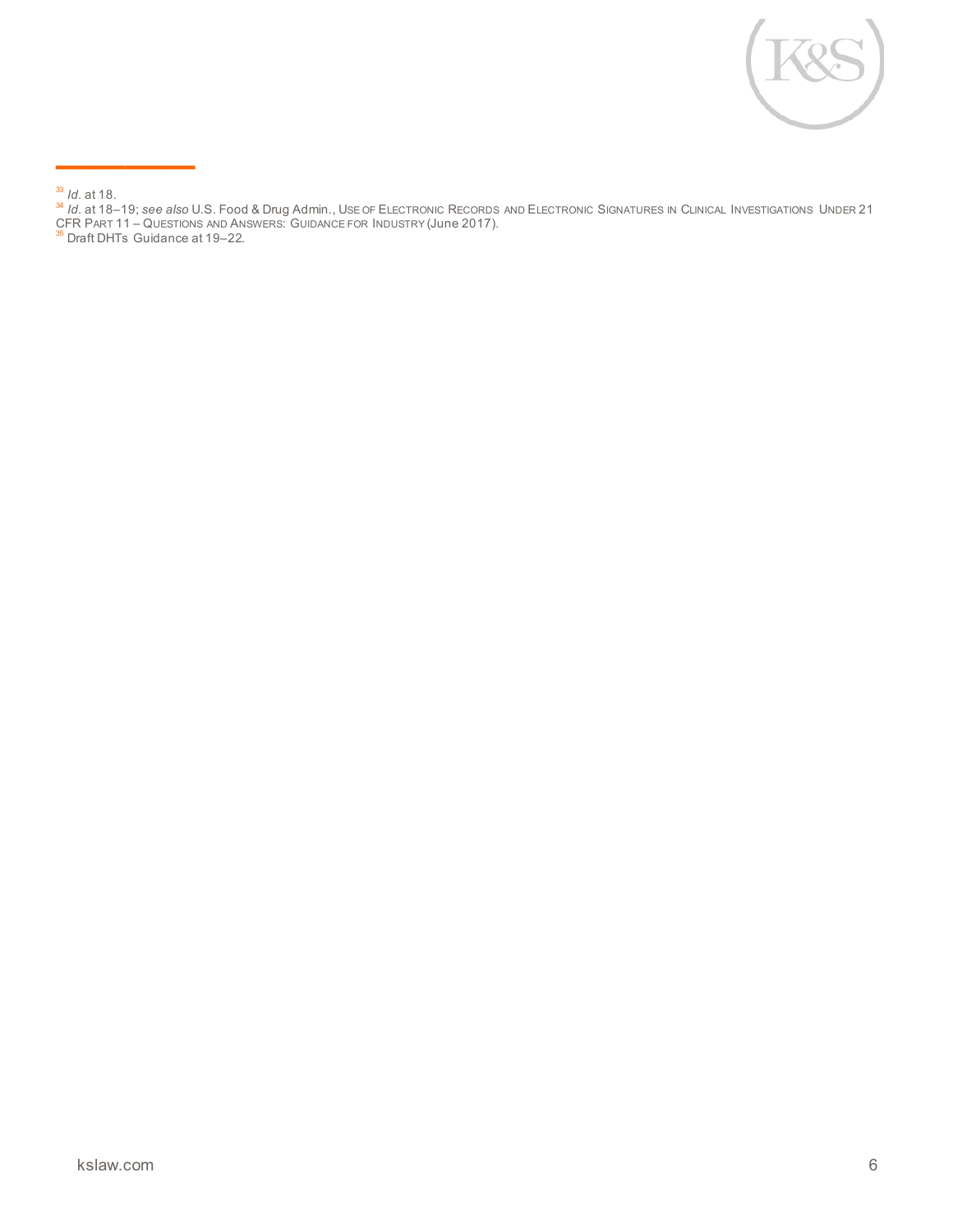[33] *Id.* at 18.

[34] *Id.* at 18–19; *see also* U.S. Food & Drug Admin., USE OF ELECTRONIC RECORDS AND ELECTRONIC SIGNATURES IN CLINICAL INVESTIGATIONS UNDER 21 CFR PART 11 – QUESTIONS AND ANSWERS: GUIDANCE FOR INDUSTRY (June 2017).

[35] Draft DHTs Guidance at 19–22.